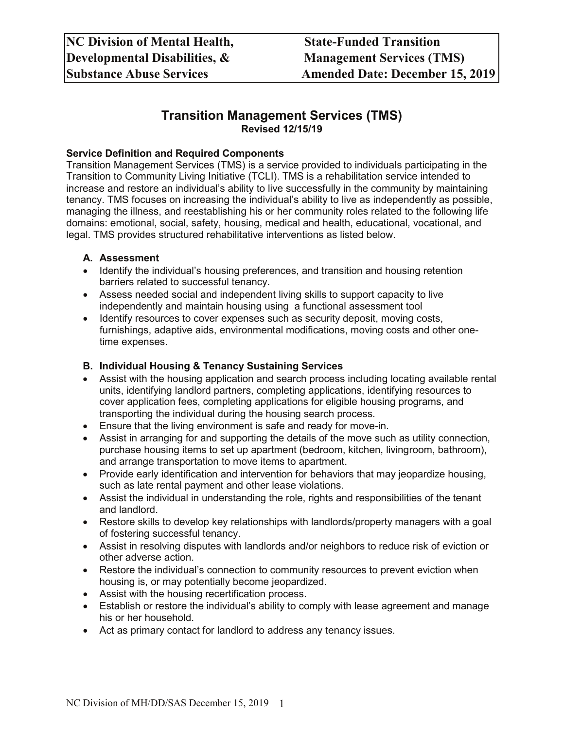# Transition Management Services (TMS)

**Revised 12/15/19**

**Service Definition and Required Components**

Transition Management Services (TMS) is a service provided to individuals participating in the Transition to Community Living Initiative (TCLI). TMS is a rehabilitation service intended to increase and restore an individual's ability to live successfully in the community by maintaining tenancy. TMS focuses on increasing the individual's ability to live as independently as possible, managing the illness, and reestablishing his or her community roles related to the following life domains: emotional, social, safety, housing, medical and health, educational, vocational, and legal. TMS provides structured rehabilitative interventions as listed below.

**A. Assessment**

- Identify the individual's housing preferences, and transition and housing retention barriers related to successful tenancy.
- Assess needed social and independent living skills to support capacity to live independently and maintain housing using a functional assessment tool
- Identify resources to cover expenses such as security deposit, moving costs, furnishings, adaptive aids, environmental modifications, moving costs and other one-time expenses.

**B. Individual Housing & Tenancy Sustaining Services**

- Assist with the housing application and search process including locating available rental units, identifying landlord partners, completing applications, identifying resources to cover application fees, completing applications for eligible housing programs, and transporting the individual during the housing search process.
- Ensure that the living environment is safe and ready for move-in.
- Assist in arranging for and supporting the details of the move such as utility connection, purchase housing items to set up apartment (bedroom, kitchen, livingroom, bathroom), and arrange transportation to move items to apartment.
- Provide early identification and intervention for behaviors that may jeopardize housing, such as late rental payment and other lease violations.
- Assist the individual in understanding the role, rights and responsibilities of the tenant and landlord.
- Restore skills to develop key relationships with landlords/property managers with a goal of fostering successful tenancy.
- Assist in resolving disputes with landlords and/or neighbors to reduce risk of eviction or other adverse action.
- Restore the individual's connection to community resources to prevent eviction when housing is, or may potentially become jeopardized.
- Assist with the housing recertification process.
- Establish or restore the individual's ability to comply with lease agreement and manage his or her household.
- Act as primary contact for landlord to address any tenancy issues.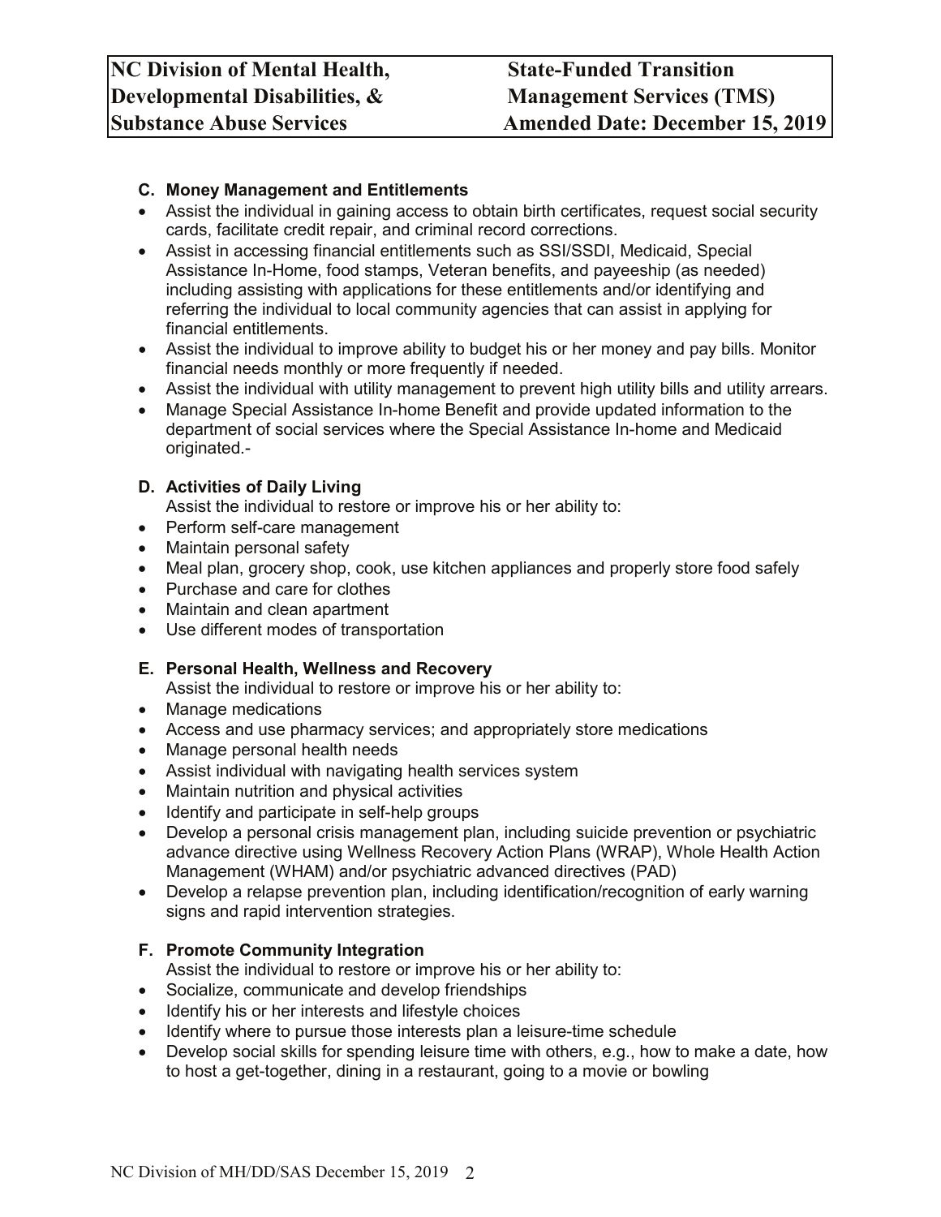### C. Money Management and Entitlements

- Assist the individual in gaining access to obtain birth certificates, request social security cards, facilitate credit repair, and criminal record corrections.
- Assist in accessing financial entitlements such as SSI/SSDI, Medicaid, Special Assistance In-Home, food stamps, Veteran benefits, and payeeship (as needed) including assisting with applications for these entitlements and/or identifying and referring the individual to local community agencies that can assist in applying for financial entitlements.
- Assist the individual to improve ability to budget his or her money and pay bills. Monitor financial needs monthly or more frequently if needed.
- Assist the individual with utility management to prevent high utility bills and utility arrears.
- Manage Special Assistance In-home Benefit and provide updated information to the department of social services where the Special Assistance In-home and Medicaid originated.-

### D. Activities of Daily Living

Assist the individual to restore or improve his or her ability to:

- Perform self-care management
- Maintain personal safety
- Meal plan, grocery shop, cook, use kitchen appliances and properly store food safely
- Purchase and care for clothes
- Maintain and clean apartment
- Use different modes of transportation

### E. Personal Health, Wellness and Recovery

Assist the individual to restore or improve his or her ability to:

- Manage medications
- Access and use pharmacy services; and appropriately store medications
- Manage personal health needs
- Assist individual with navigating health services system
- Maintain nutrition and physical activities
- Identify and participate in self-help groups
- Develop a personal crisis management plan, including suicide prevention or psychiatric advance directive using Wellness Recovery Action Plans (WRAP), Whole Health Action Management (WHAM) and/or psychiatric advanced directives (PAD)
- Develop a relapse prevention plan, including identification/recognition of early warning signs and rapid intervention strategies.

### F. Promote Community Integration

Assist the individual to restore or improve his or her ability to:

- Socialize, communicate and develop friendships
- Identify his or her interests and lifestyle choices
- Identify where to pursue those interests plan a leisure-time schedule
- Develop social skills for spending leisure time with others, e.g., how to make a date, how to host a get-together, dining in a restaurant, going to a movie or bowling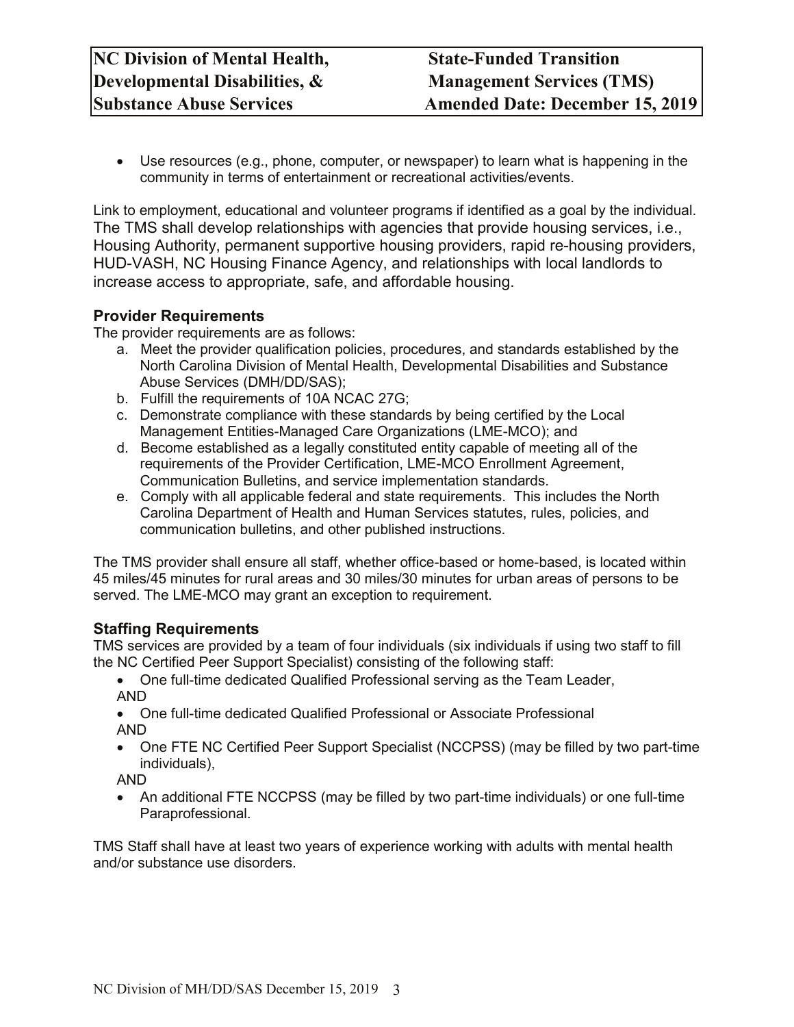- Use resources (e.g., phone, computer, or newspaper) to learn what is happening in the community in terms of entertainment or recreational activities/events.

Link to employment, educational and volunteer programs if identified as a goal by the individual. The TMS shall develop relationships with agencies that provide housing services, i.e., Housing Authority, permanent supportive housing providers, rapid re-housing providers, HUD-VASH, NC Housing Finance Agency, and relationships with local landlords to increase access to appropriate, safe, and affordable housing.

### Provider Requirements

The provider requirements are as follows:

a. Meet the provider qualification policies, procedures, and standards established by the North Carolina Division of Mental Health, Developmental Disabilities and Substance Abuse Services (DMH/DD/SAS);
b. Fulfill the requirements of 10A NCAC 27G;
c. Demonstrate compliance with these standards by being certified by the Local Management Entities-Managed Care Organizations (LME-MCO); and
d. Become established as a legally constituted entity capable of meeting all of the requirements of the Provider Certification, LME-MCO Enrollment Agreement, Communication Bulletins, and service implementation standards.
e. Comply with all applicable federal and state requirements. This includes the North Carolina Department of Health and Human Services statutes, rules, policies, and communication bulletins, and other published instructions.

The TMS provider shall ensure all staff, whether office-based or home-based, is located within 45 miles/45 minutes for rural areas and 30 miles/30 minutes for urban areas of persons to be served. The LME-MCO may grant an exception to requirement.

### Staffing Requirements

TMS services are provided by a team of four individuals (six individuals if using two staff to fill the NC Certified Peer Support Specialist) consisting of the following staff:

- One full-time dedicated Qualified Professional serving as the Team Leader,

AND

- One full-time dedicated Qualified Professional or Associate Professional

AND

- One FTE NC Certified Peer Support Specialist (NCCPSS) (may be filled by two part-time individuals),

AND

- An additional FTE NCCPSS (may be filled by two part-time individuals) or one full-time Paraprofessional.

TMS Staff shall have at least two years of experience working with adults with mental health and/or substance use disorders.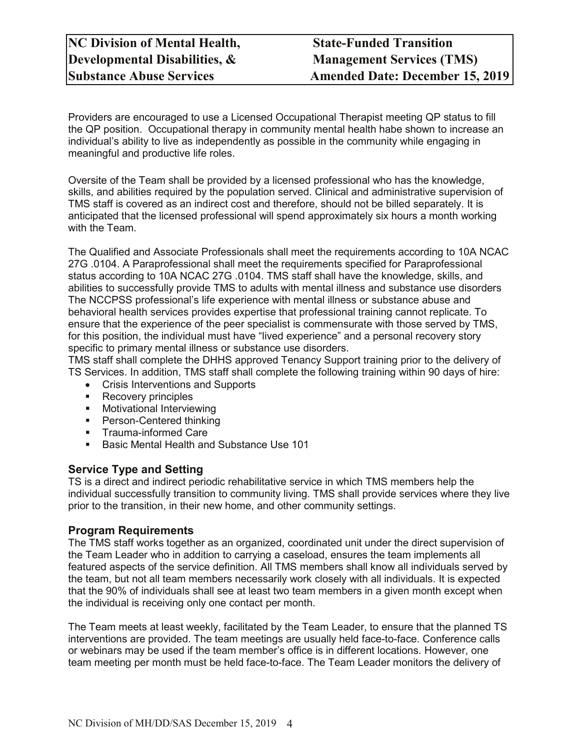Providers are encouraged to use a Licensed Occupational Therapist meeting QP status to fill the QP position. Occupational therapy in community mental health habe shown to increase an individual's ability to live as independently as possible in the community while engaging in meaningful and productive life roles.

Oversite of the Team shall be provided by a licensed professional who has the knowledge, skills, and abilities required by the population served. Clinical and administrative supervision of TMS staff is covered as an indirect cost and therefore, should not be billed separately. It is anticipated that the licensed professional will spend approximately six hours a month working with the Team.

The Qualified and Associate Professionals shall meet the requirements according to 10A NCAC 27G .0104. A Paraprofessional shall meet the requirements specified for Paraprofessional status according to 10A NCAC 27G .0104. TMS staff shall have the knowledge, skills, and abilities to successfully provide TMS to adults with mental illness and substance use disorders The NCCPSS professional's life experience with mental illness or substance abuse and behavioral health services provides expertise that professional training cannot replicate. To ensure that the experience of the peer specialist is commensurate with those served by TMS, for this position, the individual must have "lived experience" and a personal recovery story specific to primary mental illness or substance use disorders.
TMS staff shall complete the DHHS approved Tenancy Support training prior to the delivery of TS Services. In addition, TMS staff shall complete the following training within 90 days of hire:

- Crisis Interventions and Supports
- Recovery principles
- Motivational Interviewing
- Person-Centered thinking
- Trauma-informed Care
- Basic Mental Health and Substance Use 101

## Service Type and Setting

TS is a direct and indirect periodic rehabilitative service in which TMS members help the individual successfully transition to community living. TMS shall provide services where they live prior to the transition, in their new home, and other community settings.

## Program Requirements

The TMS staff works together as an organized, coordinated unit under the direct supervision of the Team Leader who in addition to carrying a caseload, ensures the team implements all featured aspects of the service definition. All TMS members shall know all individuals served by the team, but not all team members necessarily work closely with all individuals. It is expected that the 90% of individuals shall see at least two team members in a given month except when the individual is receiving only one contact per month.

The Team meets at least weekly, facilitated by the Team Leader, to ensure that the planned TS interventions are provided. The team meetings are usually held face-to-face. Conference calls or webinars may be used if the team member's office is in different locations. However, one team meeting per month must be held face-to-face. The Team Leader monitors the delivery of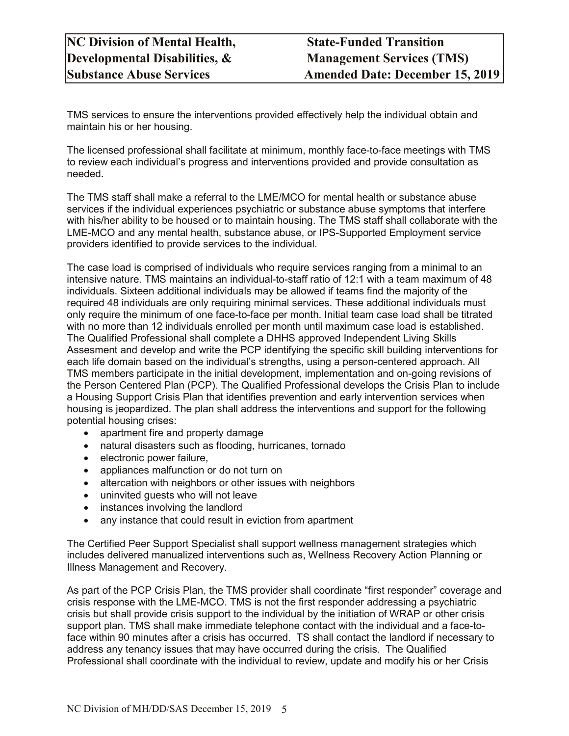TMS services to ensure the interventions provided effectively help the individual obtain and maintain his or her housing.

The licensed professional shall facilitate at minimum, monthly face-to-face meetings with TMS to review each individual's progress and interventions provided and provide consultation as needed.

The TMS staff shall make a referral to the LME/MCO for mental health or substance abuse services if the individual experiences psychiatric or substance abuse symptoms that interfere with his/her ability to be housed or to maintain housing. The TMS staff shall collaborate with the LME-MCO and any mental health, substance abuse, or IPS-Supported Employment service providers identified to provide services to the individual.

The case load is comprised of individuals who require services ranging from a minimal to an intensive nature. TMS maintains an individual-to-staff ratio of 12:1 with a team maximum of 48 individuals. Sixteen additional individuals may be allowed if teams find the majority of the required 48 individuals are only requiring minimal services. These additional individuals must only require the minimum of one face-to-face per month. Initial team case load shall be titrated with no more than 12 individuals enrolled per month until maximum case load is established. The Qualified Professional shall complete a DHHS approved Independent Living Skills Assesment and develop and write the PCP identifying the specific skill building interventions for each life domain based on the individual's strengths, using a person-centered approach. All TMS members participate in the initial development, implementation and on-going revisions of the Person Centered Plan (PCP). The Qualified Professional develops the Crisis Plan to include a Housing Support Crisis Plan that identifies prevention and early intervention services when housing is jeopardized. The plan shall address the interventions and support for the following potential housing crises:

- apartment fire and property damage
- natural disasters such as flooding, hurricanes, tornado
- electronic power failure,
- appliances malfunction or do not turn on
- altercation with neighbors or other issues with neighbors
- uninvited guests who will not leave
- instances involving the landlord
- any instance that could result in eviction from apartment

The Certified Peer Support Specialist shall support wellness management strategies which includes delivered manualized interventions such as, Wellness Recovery Action Planning or Illness Management and Recovery.

As part of the PCP Crisis Plan, the TMS provider shall coordinate "first responder" coverage and crisis response with the LME-MCO. TMS is not the first responder addressing a psychiatric crisis but shall provide crisis support to the individual by the initiation of WRAP or other crisis support plan. TMS shall make immediate telephone contact with the individual and a face-to-face within 90 minutes after a crisis has occurred. TS shall contact the landlord if necessary to address any tenancy issues that may have occurred during the crisis. The Qualified Professional shall coordinate with the individual to review, update and modify his or her Crisis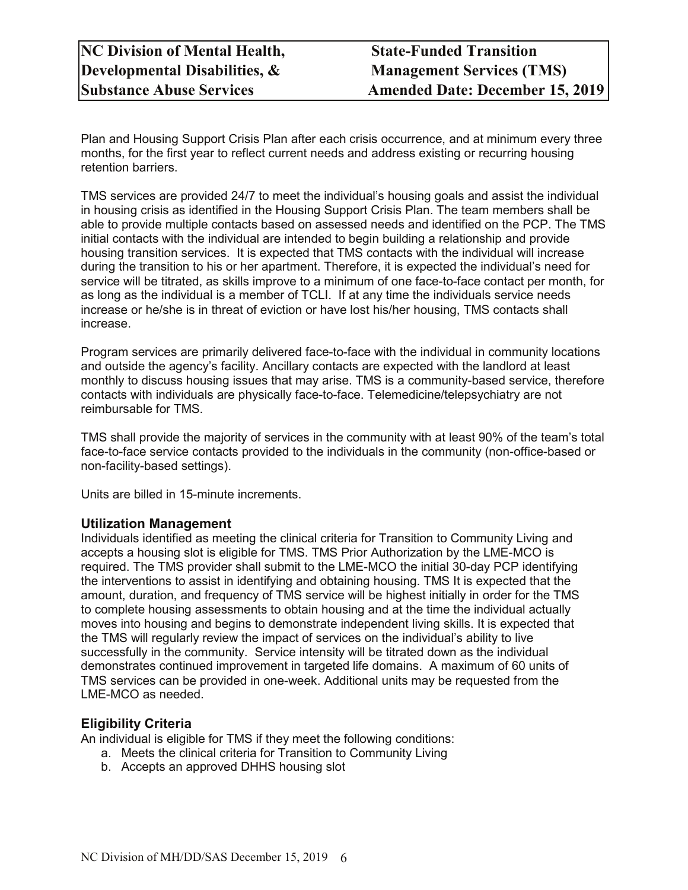Plan and Housing Support Crisis Plan after each crisis occurrence, and at minimum every three months, for the first year to reflect current needs and address existing or recurring housing retention barriers.

TMS services are provided 24/7 to meet the individual's housing goals and assist the individual in housing crisis as identified in the Housing Support Crisis Plan. The team members shall be able to provide multiple contacts based on assessed needs and identified on the PCP. The TMS initial contacts with the individual are intended to begin building a relationship and provide housing transition services. It is expected that TMS contacts with the individual will increase during the transition to his or her apartment. Therefore, it is expected the individual's need for service will be titrated, as skills improve to a minimum of one face-to-face contact per month, for as long as the individual is a member of TCLI. If at any time the individuals service needs increase or he/she is in threat of eviction or have lost his/her housing, TMS contacts shall increase.

Program services are primarily delivered face-to-face with the individual in community locations and outside the agency's facility. Ancillary contacts are expected with the landlord at least monthly to discuss housing issues that may arise. TMS is a community-based service, therefore contacts with individuals are physically face-to-face. Telemedicine/telepsychiatry are not reimbursable for TMS.

TMS shall provide the majority of services in the community with at least 90% of the team's total face-to-face service contacts provided to the individuals in the community (non-office-based or non-facility-based settings).

Units are billed in 15-minute increments.

### Utilization Management

Individuals identified as meeting the clinical criteria for Transition to Community Living and accepts a housing slot is eligible for TMS. TMS Prior Authorization by the LME-MCO is required. The TMS provider shall submit to the LME-MCO the initial 30-day PCP identifying the interventions to assist in identifying and obtaining housing. TMS It is expected that the amount, duration, and frequency of TMS service will be highest initially in order for the TMS to complete housing assessments to obtain housing and at the time the individual actually moves into housing and begins to demonstrate independent living skills. It is expected that the TMS will regularly review the impact of services on the individual's ability to live successfully in the community. Service intensity will be titrated down as the individual demonstrates continued improvement in targeted life domains. A maximum of 60 units of TMS services can be provided in one-week. Additional units may be requested from the LME-MCO as needed.

### Eligibility Criteria

An individual is eligible for TMS if they meet the following conditions:

a. Meets the clinical criteria for Transition to Community Living
b. Accepts an approved DHHS housing slot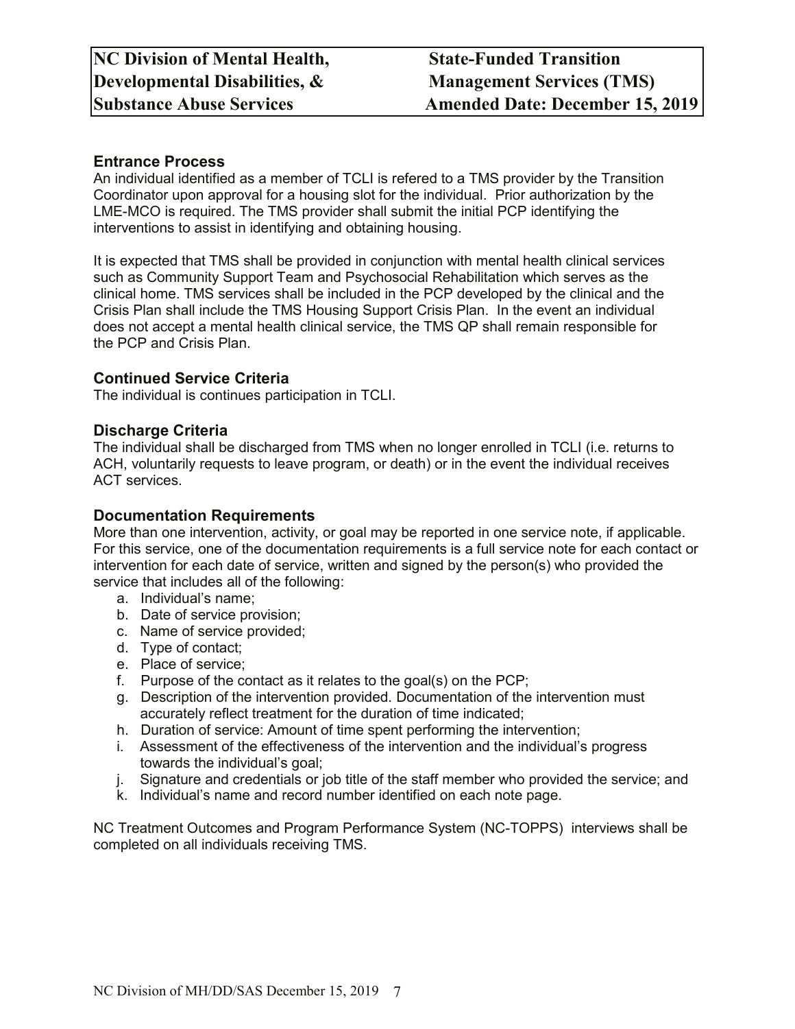## Entrance Process

An individual identified as a member of TCLI is refered to a TMS provider by the Transition Coordinator upon approval for a housing slot for the individual. Prior authorization by the LME-MCO is required. The TMS provider shall submit the initial PCP identifying the interventions to assist in identifying and obtaining housing.

It is expected that TMS shall be provided in conjunction with mental health clinical services such as Community Support Team and Psychosocial Rehabilitation which serves as the clinical home. TMS services shall be included in the PCP developed by the clinical and the Crisis Plan shall include the TMS Housing Support Crisis Plan. In the event an individual does not accept a mental health clinical service, the TMS QP shall remain responsible for the PCP and Crisis Plan.

## Continued Service Criteria

The individual is continues participation in TCLI.

## Discharge Criteria

The individual shall be discharged from TMS when no longer enrolled in TCLI (i.e. returns to ACH, voluntarily requests to leave program, or death) or in the event the individual receives ACT services.

## Documentation Requirements

More than one intervention, activity, or goal may be reported in one service note, if applicable. For this service, one of the documentation requirements is a full service note for each contact or intervention for each date of service, written and signed by the person(s) who provided the service that includes all of the following:

a. Individual's name;
b. Date of service provision;
c. Name of service provided;
d. Type of contact;
e. Place of service;
f. Purpose of the contact as it relates to the goal(s) on the PCP;
g. Description of the intervention provided. Documentation of the intervention must accurately reflect treatment for the duration of time indicated;
h. Duration of service: Amount of time spent performing the intervention;
i. Assessment of the effectiveness of the intervention and the individual's progress towards the individual's goal;
j. Signature and credentials or job title of the staff member who provided the service; and
k. Individual's name and record number identified on each note page.

NC Treatment Outcomes and Program Performance System (NC-TOPPS) interviews shall be completed on all individuals receiving TMS.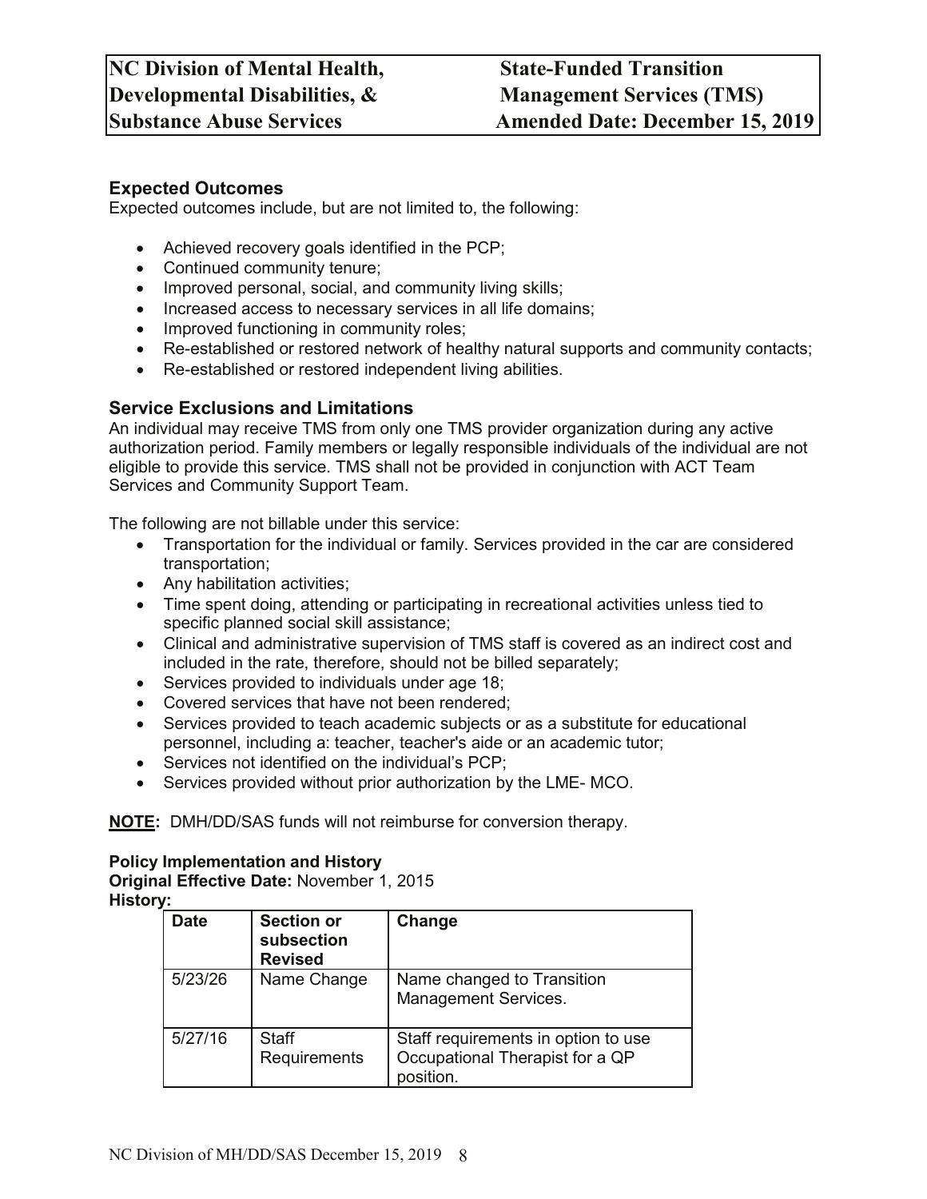### Expected Outcomes

Expected outcomes include, but are not limited to, the following:

- Achieved recovery goals identified in the PCP;
- Continued community tenure;
- Improved personal, social, and community living skills;
- Increased access to necessary services in all life domains;
- Improved functioning in community roles;
- Re-established or restored network of healthy natural supports and community contacts;
- Re-established or restored independent living abilities.

### Service Exclusions and Limitations

An individual may receive TMS from only one TMS provider organization during any active authorization period. Family members or legally responsible individuals of the individual are not eligible to provide this service. TMS shall not be provided in conjunction with ACT Team Services and Community Support Team.

The following are not billable under this service:

- Transportation for the individual or family. Services provided in the car are considered transportation;
- Any habilitation activities;
- Time spent doing, attending or participating in recreational activities unless tied to specific planned social skill assistance;
- Clinical and administrative supervision of TMS staff is covered as an indirect cost and included in the rate, therefore, should not be billed separately;
- Services provided to individuals under age 18;
- Covered services that have not been rendered;
- Services provided to teach academic subjects or as a substitute for educational personnel, including a: teacher, teacher's aide or an academic tutor;
- Services not identified on the individual's PCP;
- Services provided without prior authorization by the LME- MCO.

**NOTE:** DMH/DD/SAS funds will not reimburse for conversion therapy.

**Policy Implementation and History**

**Original Effective Date:** November 1, 2015

**History:**

| Date | Section or subsection Revised | Change |
|---|---|---|
| 5/23/26 | Name Change | Name changed to Transition Management Services. |
| 5/27/16 | Staff Requirements | Staff requirements in option to use Occupational Therapist for a QP position. |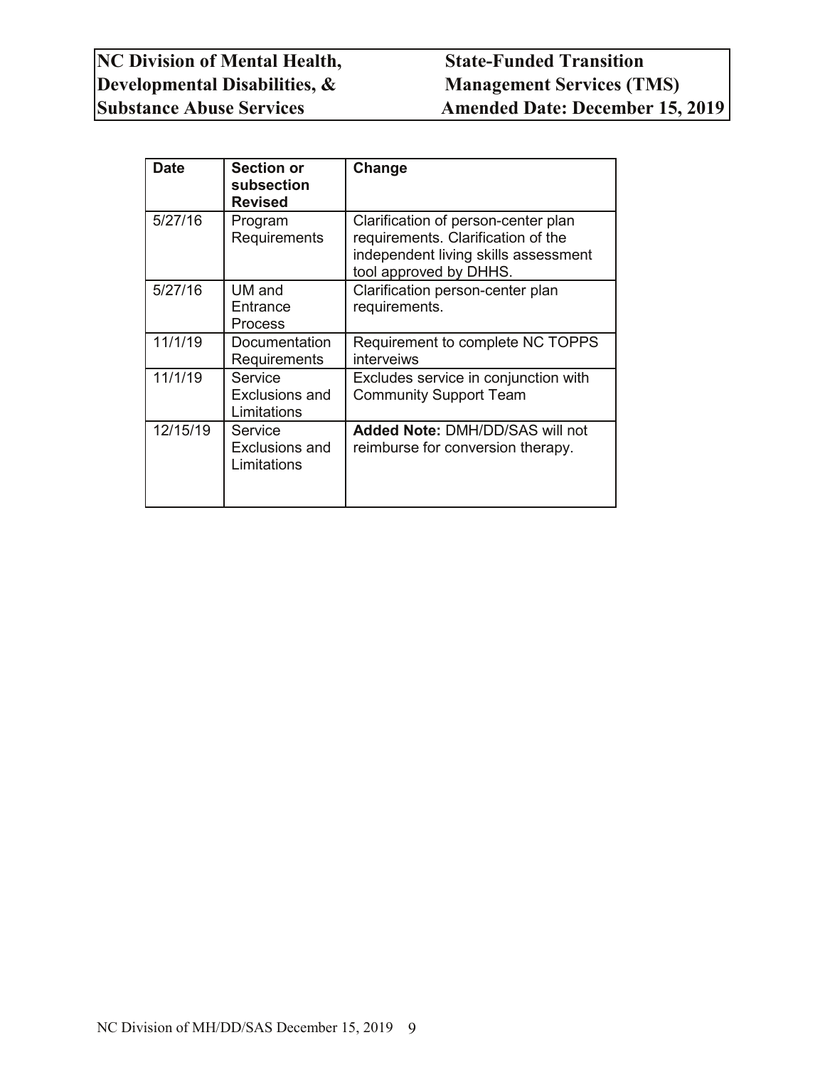| Date | Section or subsection Revised | Change |
|---|---|---|
| 5/27/16 | Program Requirements | Clarification of person-center plan requirements. Clarification of the independent living skills assessment tool approved by DHHS. |
| 5/27/16 | UM and Entrance Process | Clarification person-center plan requirements. |
| 11/1/19 | Documentation Requirements | Requirement to complete NC TOPPS interveiws |
| 11/1/19 | Service Exclusions and Limitations | Excludes service in conjunction with Community Support Team |
| 12/15/19 | Service Exclusions and Limitations | **Added Note:** DMH/DD/SAS will not reimburse for conversion therapy. |